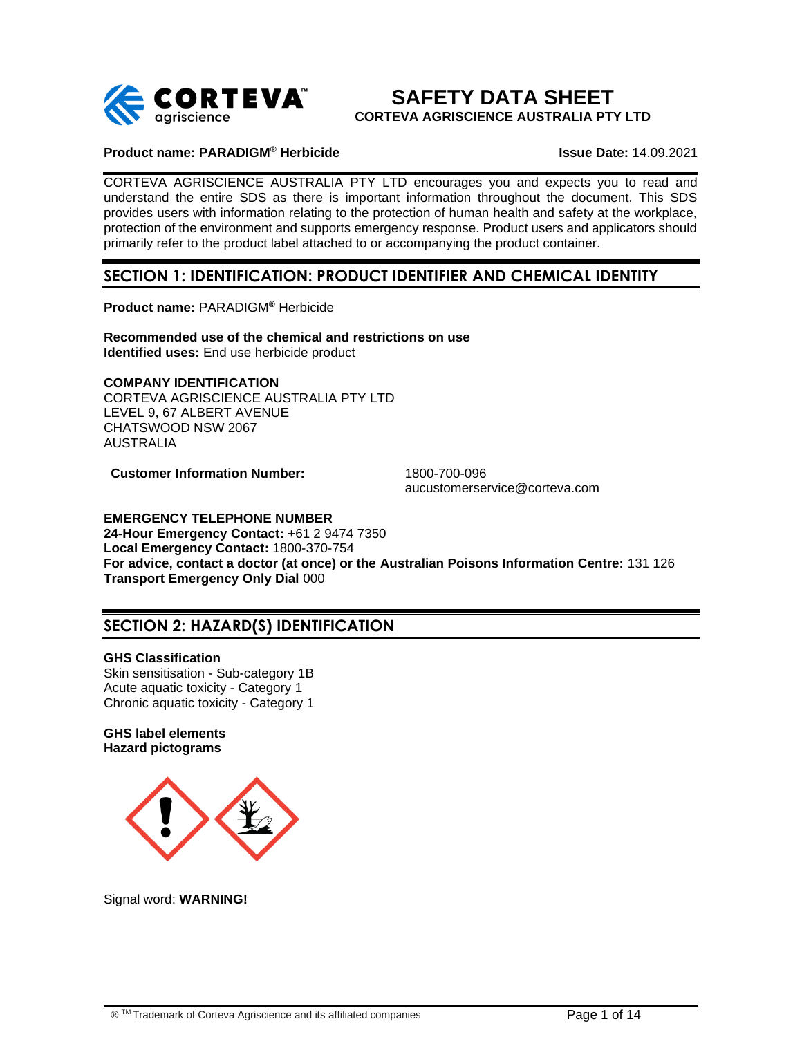# SAFETY DATA SHEET

**CORTEVA AGRISCIENCE AUSTRALIA PTY LTD**

**Product name: PARADIGM® Herbicide** **Issue Date:** 14.09.2021

CORTEVA AGRISCIENCE AUSTRALIA PTY LTD encourages you and expects you to read and understand the entire SDS as there is important information throughout the document. This SDS provides users with information relating to the protection of human health and safety at the workplace, protection of the environment and supports emergency response. Product users and applicators should primarily refer to the product label attached to or accompanying the product container.

## SECTION 1: IDENTIFICATION: PRODUCT IDENTIFIER AND CHEMICAL IDENTITY

**Product name:** PARADIGM® Herbicide

**Recommended use of the chemical and restrictions on use**
**Identified uses:** End use herbicide product

**COMPANY IDENTIFICATION**
CORTEVA AGRISCIENCE AUSTRALIA PTY LTD
LEVEL 9, 67 ALBERT AVENUE
CHATSWOOD NSW 2067
AUSTRALIA

**Customer Information Number:** 1800-700-096
aucustomerservice@corteva.com

**EMERGENCY TELEPHONE NUMBER**
**24-Hour Emergency Contact:** +61 2 9474 7350
**Local Emergency Contact:** 1800-370-754
**For advice, contact a doctor (at once) or the Australian Poisons Information Centre:** 131 126
**Transport Emergency Only Dial** 000

## SECTION 2: HAZARD(S) IDENTIFICATION

**GHS Classification**
Skin sensitisation - Sub-category 1B
Acute aquatic toxicity - Category 1
Chronic aquatic toxicity - Category 1

**GHS label elements**
**Hazard pictograms**

Signal word: **WARNING!**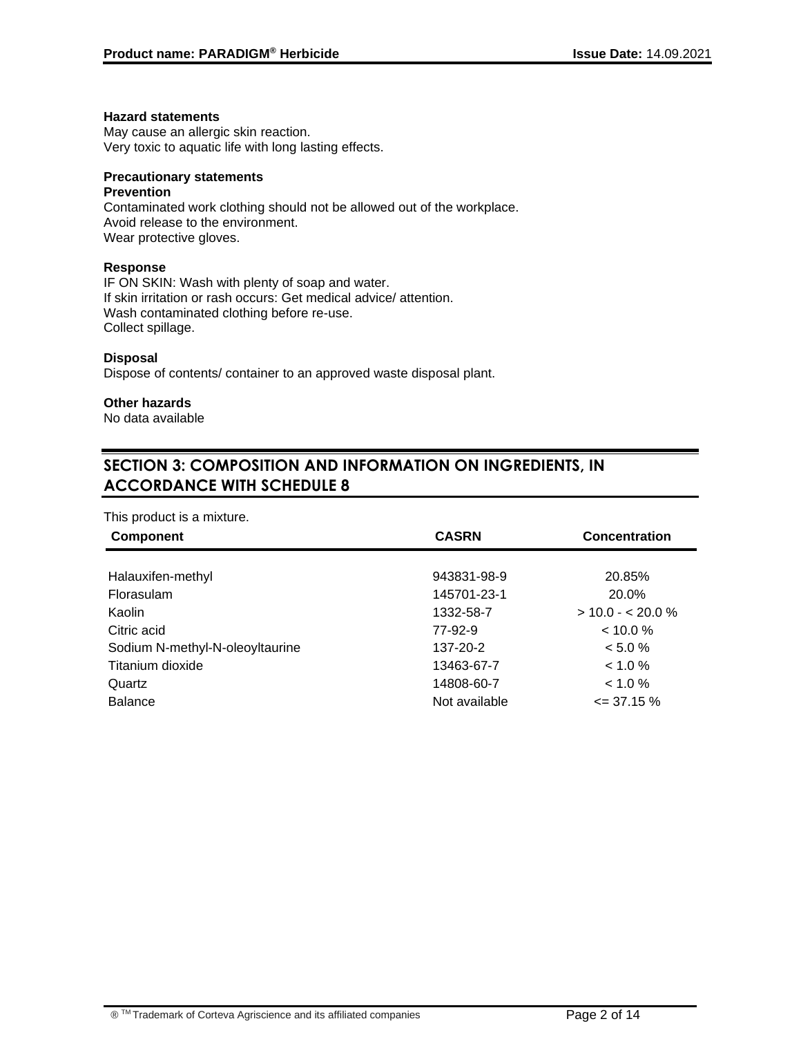**Hazard statements**

May cause an allergic skin reaction.
Very toxic to aquatic life with long lasting effects.

**Precautionary statements**

**Prevention**

Contaminated work clothing should not be allowed out of the workplace.
Avoid release to the environment.
Wear protective gloves.

**Response**

IF ON SKIN: Wash with plenty of soap and water.
If skin irritation or rash occurs: Get medical advice/ attention.
Wash contaminated clothing before re-use.
Collect spillage.

**Disposal**

Dispose of contents/ container to an approved waste disposal plant.

**Other hazards**

No data available

## SECTION 3: COMPOSITION AND INFORMATION ON INGREDIENTS, IN ACCORDANCE WITH SCHEDULE 8

This product is a mixture.

| Component | CASRN | Concentration |
| --- | --- | --- |
| Halauxifen-methyl | 943831-98-9 | 20.85% |
| Florasulam | 145701-23-1 | 20.0% |
| Kaolin | 1332-58-7 | > 10.0 - < 20.0 % |
| Citric acid | 77-92-9 | < 10.0 % |
| Sodium N-methyl-N-oleoyltaurine | 137-20-2 | < 5.0 % |
| Titanium dioxide | 13463-67-7 | < 1.0 % |
| Quartz | 14808-60-7 | < 1.0 % |
| Balance | Not available | <= 37.15 % |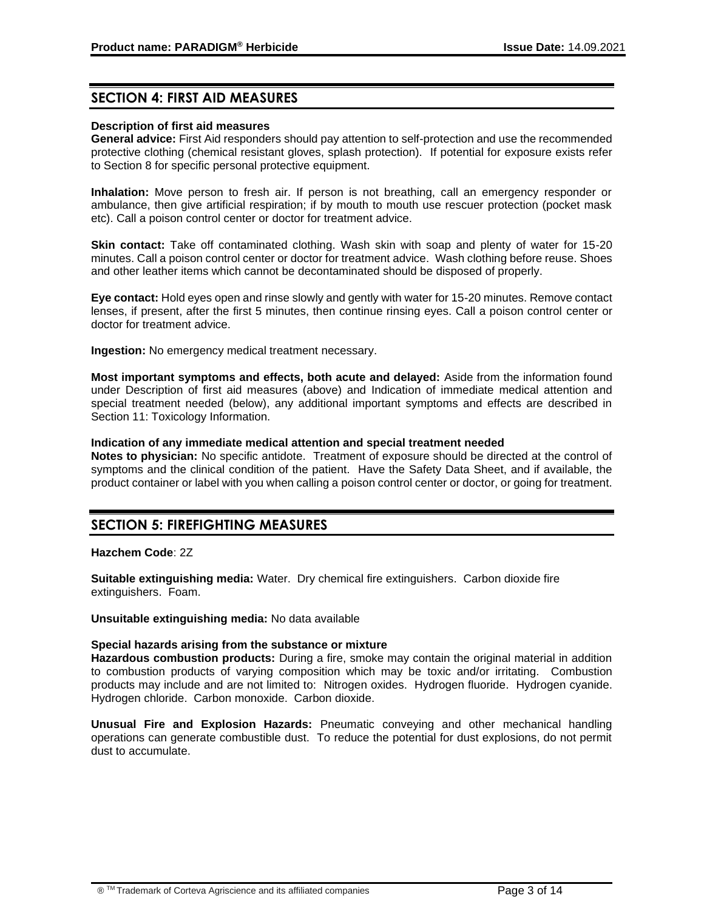## SECTION 4: FIRST AID MEASURES

**Description of first aid measures**

**General advice:** First Aid responders should pay attention to self-protection and use the recommended protective clothing (chemical resistant gloves, splash protection). If potential for exposure exists refer to Section 8 for specific personal protective equipment.

**Inhalation:** Move person to fresh air. If person is not breathing, call an emergency responder or ambulance, then give artificial respiration; if by mouth to mouth use rescuer protection (pocket mask etc). Call a poison control center or doctor for treatment advice.

**Skin contact:** Take off contaminated clothing. Wash skin with soap and plenty of water for 15-20 minutes. Call a poison control center or doctor for treatment advice. Wash clothing before reuse. Shoes and other leather items which cannot be decontaminated should be disposed of properly.

**Eye contact:** Hold eyes open and rinse slowly and gently with water for 15-20 minutes. Remove contact lenses, if present, after the first 5 minutes, then continue rinsing eyes. Call a poison control center or doctor for treatment advice.

**Ingestion:** No emergency medical treatment necessary.

**Most important symptoms and effects, both acute and delayed:** Aside from the information found under Description of first aid measures (above) and Indication of immediate medical attention and special treatment needed (below), any additional important symptoms and effects are described in Section 11: Toxicology Information.

**Indication of any immediate medical attention and special treatment needed**

**Notes to physician:** No specific antidote. Treatment of exposure should be directed at the control of symptoms and the clinical condition of the patient. Have the Safety Data Sheet, and if available, the product container or label with you when calling a poison control center or doctor, or going for treatment.

## SECTION 5: FIREFIGHTING MEASURES

**Hazchem Code**: 2Z

**Suitable extinguishing media:** Water. Dry chemical fire extinguishers. Carbon dioxide fire extinguishers. Foam.

**Unsuitable extinguishing media:** No data available

**Special hazards arising from the substance or mixture**

**Hazardous combustion products:** During a fire, smoke may contain the original material in addition to combustion products of varying composition which may be toxic and/or irritating. Combustion products may include and are not limited to: Nitrogen oxides. Hydrogen fluoride. Hydrogen cyanide. Hydrogen chloride. Carbon monoxide. Carbon dioxide.

**Unusual Fire and Explosion Hazards:** Pneumatic conveying and other mechanical handling operations can generate combustible dust. To reduce the potential for dust explosions, do not permit dust to accumulate.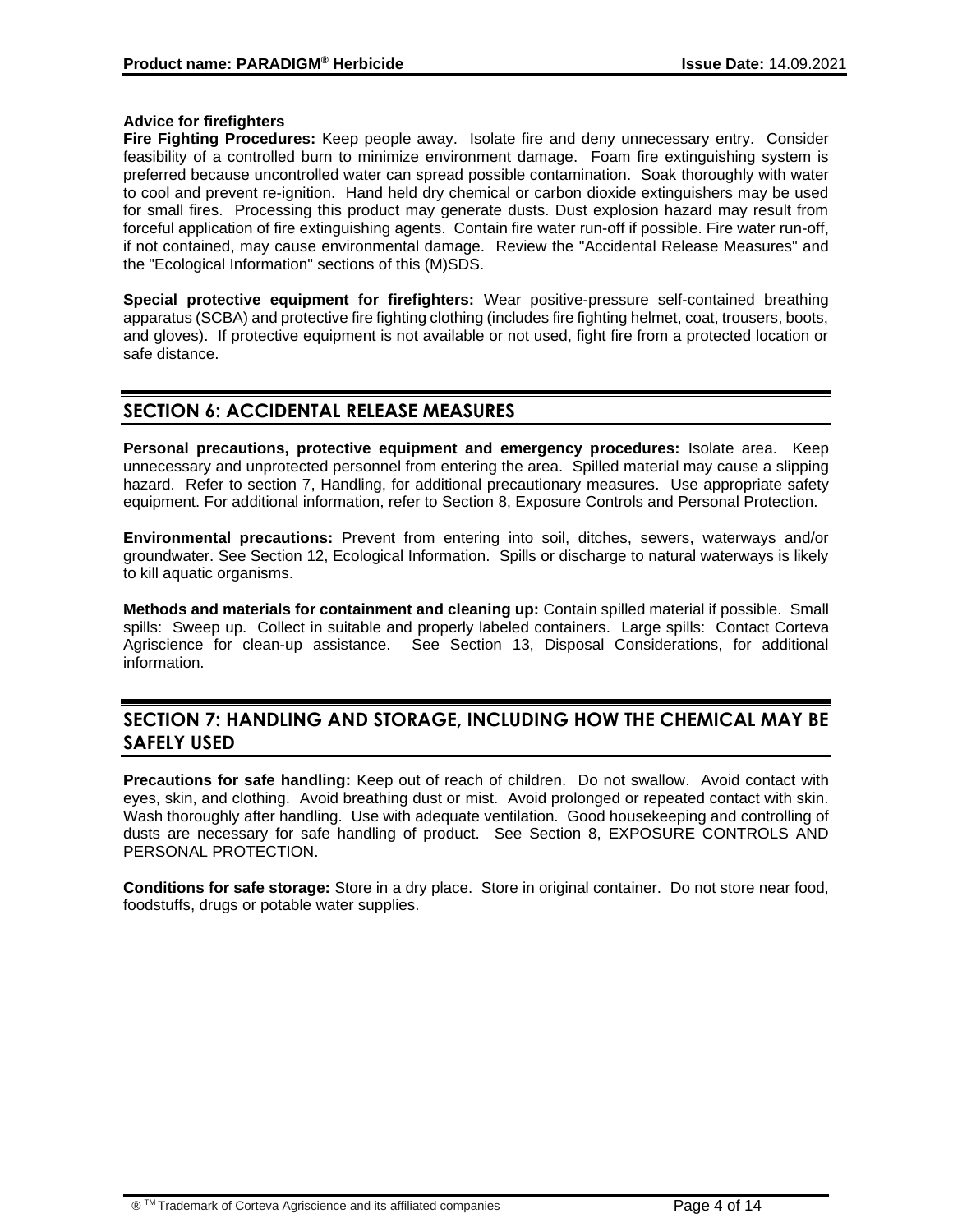**Advice for firefighters**

**Fire Fighting Procedures:** Keep people away. Isolate fire and deny unnecessary entry. Consider feasibility of a controlled burn to minimize environment damage. Foam fire extinguishing system is preferred because uncontrolled water can spread possible contamination. Soak thoroughly with water to cool and prevent re-ignition. Hand held dry chemical or carbon dioxide extinguishers may be used for small fires. Processing this product may generate dusts. Dust explosion hazard may result from forceful application of fire extinguishing agents. Contain fire water run-off if possible. Fire water run-off, if not contained, may cause environmental damage. Review the "Accidental Release Measures" and the "Ecological Information" sections of this (M)SDS.

**Special protective equipment for firefighters:** Wear positive-pressure self-contained breathing apparatus (SCBA) and protective fire fighting clothing (includes fire fighting helmet, coat, trousers, boots, and gloves). If protective equipment is not available or not used, fight fire from a protected location or safe distance.

## SECTION 6: ACCIDENTAL RELEASE MEASURES

**Personal precautions, protective equipment and emergency procedures:** Isolate area. Keep unnecessary and unprotected personnel from entering the area. Spilled material may cause a slipping hazard. Refer to section 7, Handling, for additional precautionary measures. Use appropriate safety equipment. For additional information, refer to Section 8, Exposure Controls and Personal Protection.

**Environmental precautions:** Prevent from entering into soil, ditches, sewers, waterways and/or groundwater. See Section 12, Ecological Information. Spills or discharge to natural waterways is likely to kill aquatic organisms.

**Methods and materials for containment and cleaning up:** Contain spilled material if possible. Small spills: Sweep up. Collect in suitable and properly labeled containers. Large spills: Contact Corteva Agriscience for clean-up assistance. See Section 13, Disposal Considerations, for additional information.

## SECTION 7: HANDLING AND STORAGE, INCLUDING HOW THE CHEMICAL MAY BE SAFELY USED

**Precautions for safe handling:** Keep out of reach of children. Do not swallow. Avoid contact with eyes, skin, and clothing. Avoid breathing dust or mist. Avoid prolonged or repeated contact with skin. Wash thoroughly after handling. Use with adequate ventilation. Good housekeeping and controlling of dusts are necessary for safe handling of product. See Section 8, EXPOSURE CONTROLS AND PERSONAL PROTECTION.

**Conditions for safe storage:** Store in a dry place. Store in original container. Do not store near food, foodstuffs, drugs or potable water supplies.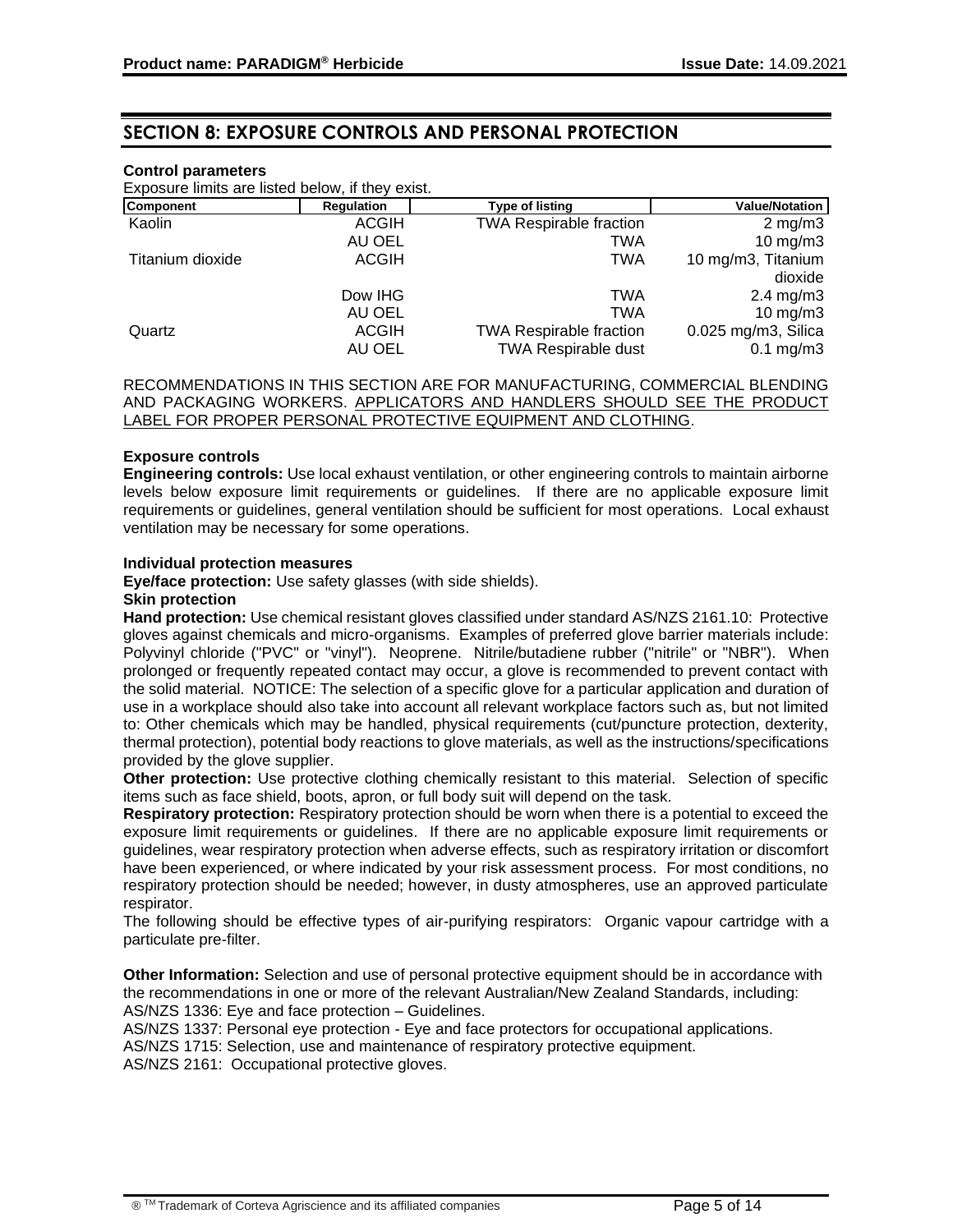## SECTION 8: EXPOSURE CONTROLS AND PERSONAL PROTECTION

**Control parameters**

Exposure limits are listed below, if they exist.

| Component | Regulation | Type of listing | Value/Notation |
|---|---|---|---|
| Kaolin | ACGIH | TWA Respirable fraction | 2 mg/m3 |
| | AU OEL | TWA | 10 mg/m3 |
| Titanium dioxide | ACGIH | TWA | 10 mg/m3, Titanium dioxide |
| | Dow IHG | TWA | 2.4 mg/m3 |
| | AU OEL | TWA | 10 mg/m3 |
| Quartz | ACGIH | TWA Respirable fraction | 0.025 mg/m3, Silica |
| | AU OEL | TWA Respirable dust | 0.1 mg/m3 |

RECOMMENDATIONS IN THIS SECTION ARE FOR MANUFACTURING, COMMERCIAL BLENDING AND PACKAGING WORKERS. APPLICATORS AND HANDLERS SHOULD SEE THE PRODUCT LABEL FOR PROPER PERSONAL PROTECTIVE EQUIPMENT AND CLOTHING.

**Exposure controls**

**Engineering controls:** Use local exhaust ventilation, or other engineering controls to maintain airborne levels below exposure limit requirements or guidelines. If there are no applicable exposure limit requirements or guidelines, general ventilation should be sufficient for most operations. Local exhaust ventilation may be necessary for some operations.

**Individual protection measures**

**Eye/face protection:** Use safety glasses (with side shields).

**Skin protection**

**Hand protection:** Use chemical resistant gloves classified under standard AS/NZS 2161.10: Protective gloves against chemicals and micro-organisms. Examples of preferred glove barrier materials include: Polyvinyl chloride ("PVC" or "vinyl"). Neoprene. Nitrile/butadiene rubber ("nitrile" or "NBR"). When prolonged or frequently repeated contact may occur, a glove is recommended to prevent contact with the solid material. NOTICE: The selection of a specific glove for a particular application and duration of use in a workplace should also take into account all relevant workplace factors such as, but not limited to: Other chemicals which may be handled, physical requirements (cut/puncture protection, dexterity, thermal protection), potential body reactions to glove materials, as well as the instructions/specifications provided by the glove supplier.

**Other protection:** Use protective clothing chemically resistant to this material. Selection of specific items such as face shield, boots, apron, or full body suit will depend on the task.

**Respiratory protection:** Respiratory protection should be worn when there is a potential to exceed the exposure limit requirements or guidelines. If there are no applicable exposure limit requirements or guidelines, wear respiratory protection when adverse effects, such as respiratory irritation or discomfort have been experienced, or where indicated by your risk assessment process. For most conditions, no respiratory protection should be needed; however, in dusty atmospheres, use an approved particulate respirator.

The following should be effective types of air-purifying respirators: Organic vapour cartridge with a particulate pre-filter.

**Other Information:** Selection and use of personal protective equipment should be in accordance with the recommendations in one or more of the relevant Australian/New Zealand Standards, including:

AS/NZS 1336: Eye and face protection – Guidelines.

AS/NZS 1337: Personal eye protection - Eye and face protectors for occupational applications.

AS/NZS 1715: Selection, use and maintenance of respiratory protective equipment.

AS/NZS 2161: Occupational protective gloves.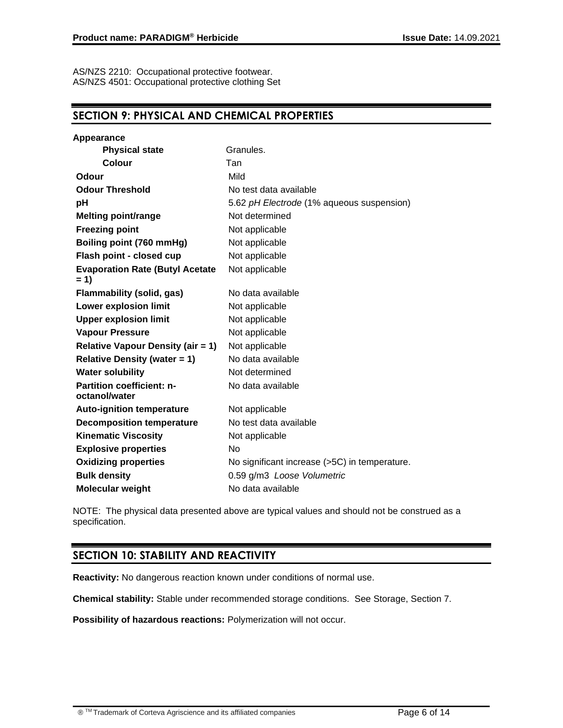AS/NZS 2210: Occupational protective footwear.
AS/NZS 4501: Occupational protective clothing Set

## SECTION 9: PHYSICAL AND CHEMICAL PROPERTIES

| | |
|---|---|
| **Appearance** | |
| **Physical state** | Granules. |
| **Colour** | Tan |
| **Odour** | Mild |
| **Odour Threshold** | No test data available |
| **pH** | 5.62 *pH Electrode* (1% aqueous suspension) |
| **Melting point/range** | Not determined |
| **Freezing point** | Not applicable |
| **Boiling point (760 mmHg)** | Not applicable |
| **Flash point - closed cup** | Not applicable |
| **Evaporation Rate (Butyl Acetate = 1)** | Not applicable |
| **Flammability (solid, gas)** | No data available |
| **Lower explosion limit** | Not applicable |
| **Upper explosion limit** | Not applicable |
| **Vapour Pressure** | Not applicable |
| **Relative Vapour Density (air = 1)** | Not applicable |
| **Relative Density (water = 1)** | No data available |
| **Water solubility** | Not determined |
| **Partition coefficient: n-octanol/water** | No data available |
| **Auto-ignition temperature** | Not applicable |
| **Decomposition temperature** | No test data available |
| **Kinematic Viscosity** | Not applicable |
| **Explosive properties** | No |
| **Oxidizing properties** | No significant increase (>5C) in temperature. |
| **Bulk density** | 0.59 g/m3 *Loose Volumetric* |
| **Molecular weight** | No data available |

NOTE: The physical data presented above are typical values and should not be construed as a specification.

## SECTION 10: STABILITY AND REACTIVITY

**Reactivity:** No dangerous reaction known under conditions of normal use.

**Chemical stability:** Stable under recommended storage conditions. See Storage, Section 7.

**Possibility of hazardous reactions:** Polymerization will not occur.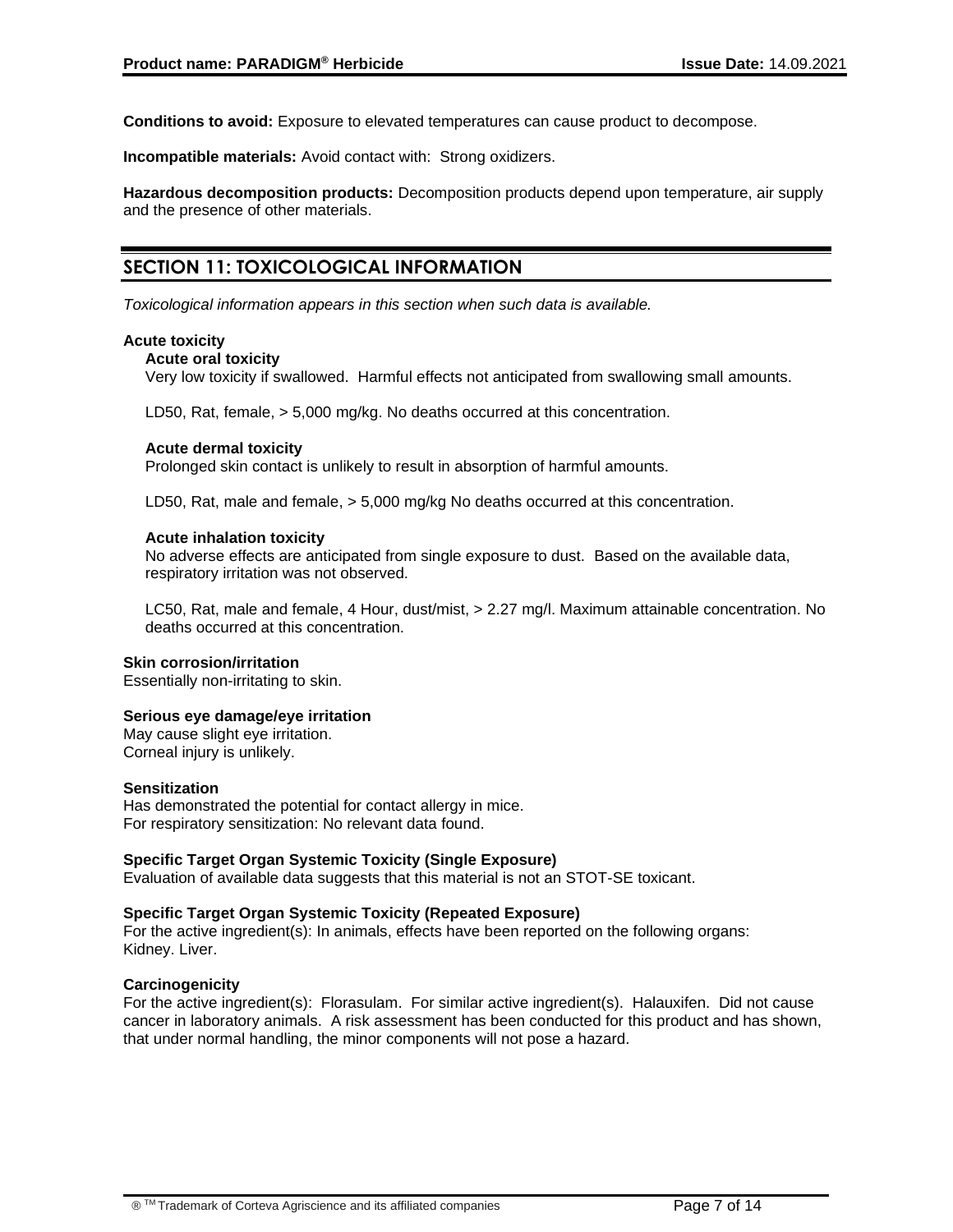**Conditions to avoid:** Exposure to elevated temperatures can cause product to decompose.

**Incompatible materials:** Avoid contact with: Strong oxidizers.

**Hazardous decomposition products:** Decomposition products depend upon temperature, air supply and the presence of other materials.

## SECTION 11: TOXICOLOGICAL INFORMATION

*Toxicological information appears in this section when such data is available.*

**Acute toxicity**

**Acute oral toxicity**

Very low toxicity if swallowed. Harmful effects not anticipated from swallowing small amounts.

LD50, Rat, female, > 5,000 mg/kg. No deaths occurred at this concentration.

**Acute dermal toxicity**

Prolonged skin contact is unlikely to result in absorption of harmful amounts.

LD50, Rat, male and female, > 5,000 mg/kg No deaths occurred at this concentration.

**Acute inhalation toxicity**

No adverse effects are anticipated from single exposure to dust. Based on the available data, respiratory irritation was not observed.

LC50, Rat, male and female, 4 Hour, dust/mist, > 2.27 mg/l. Maximum attainable concentration. No deaths occurred at this concentration.

**Skin corrosion/irritation**

Essentially non-irritating to skin.

**Serious eye damage/eye irritation**

May cause slight eye irritation.
Corneal injury is unlikely.

**Sensitization**

Has demonstrated the potential for contact allergy in mice.
For respiratory sensitization: No relevant data found.

**Specific Target Organ Systemic Toxicity (Single Exposure)**

Evaluation of available data suggests that this material is not an STOT-SE toxicant.

**Specific Target Organ Systemic Toxicity (Repeated Exposure)**

For the active ingredient(s): In animals, effects have been reported on the following organs:
Kidney. Liver.

**Carcinogenicity**

For the active ingredient(s): Florasulam. For similar active ingredient(s). Halauxifen. Did not cause cancer in laboratory animals. A risk assessment has been conducted for this product and has shown, that under normal handling, the minor components will not pose a hazard.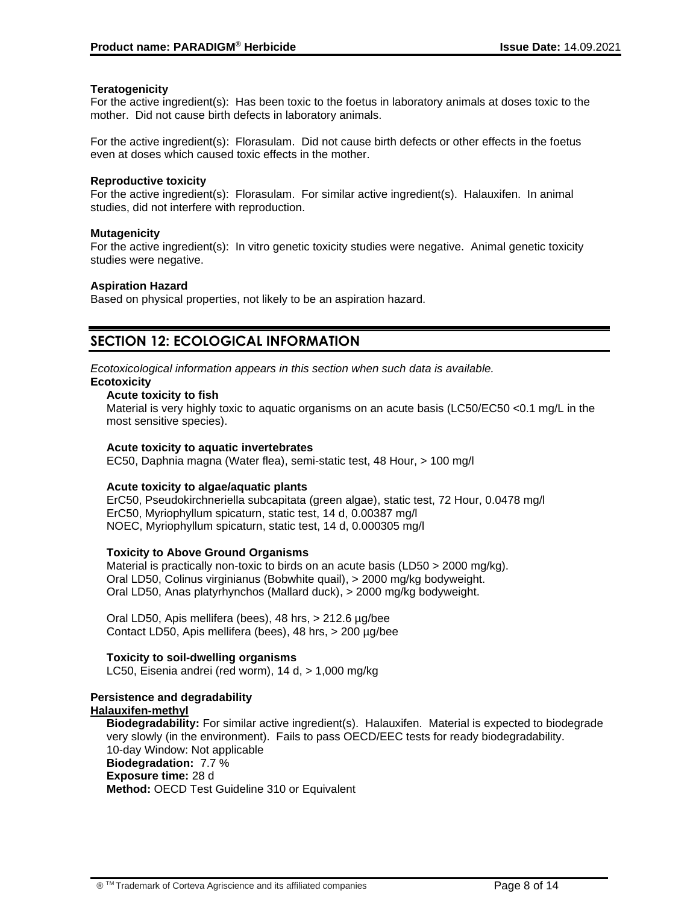**Teratogenicity**

For the active ingredient(s): Has been toxic to the foetus in laboratory animals at doses toxic to the mother. Did not cause birth defects in laboratory animals.

For the active ingredient(s): Florasulam. Did not cause birth defects or other effects in the foetus even at doses which caused toxic effects in the mother.

**Reproductive toxicity**

For the active ingredient(s): Florasulam. For similar active ingredient(s). Halauxifen. In animal studies, did not interfere with reproduction.

**Mutagenicity**

For the active ingredient(s): In vitro genetic toxicity studies were negative. Animal genetic toxicity studies were negative.

**Aspiration Hazard**

Based on physical properties, not likely to be an aspiration hazard.

## SECTION 12: ECOLOGICAL INFORMATION

*Ecotoxicological information appears in this section when such data is available.*

**Ecotoxicity**

**Acute toxicity to fish**

Material is very highly toxic to aquatic organisms on an acute basis (LC50/EC50 <0.1 mg/L in the most sensitive species).

**Acute toxicity to aquatic invertebrates**

EC50, Daphnia magna (Water flea), semi-static test, 48 Hour, > 100 mg/l

**Acute toxicity to algae/aquatic plants**

ErC50, Pseudokirchneriella subcapitata (green algae), static test, 72 Hour, 0.0478 mg/l
ErC50, Myriophyllum spicaturn, static test, 14 d, 0.00387 mg/l
NOEC, Myriophyllum spicaturn, static test, 14 d, 0.000305 mg/l

**Toxicity to Above Ground Organisms**

Material is practically non-toxic to birds on an acute basis (LD50 > 2000 mg/kg).
Oral LD50, Colinus virginianus (Bobwhite quail), > 2000 mg/kg bodyweight.
Oral LD50, Anas platyrhynchos (Mallard duck), > 2000 mg/kg bodyweight.

Oral LD50, Apis mellifera (bees), 48 hrs, > 212.6 µg/bee
Contact LD50, Apis mellifera (bees), 48 hrs, > 200 µg/bee

**Toxicity to soil-dwelling organisms**

LC50, Eisenia andrei (red worm), 14 d, > 1,000 mg/kg

**Persistence and degradability**

**Halauxifen-methyl**

**Biodegradability:** For similar active ingredient(s). Halauxifen. Material is expected to biodegrade very slowly (in the environment). Fails to pass OECD/EEC tests for ready biodegradability.
10-day Window: Not applicable
**Biodegradation:** 7.7 %
**Exposure time:** 28 d
**Method:** OECD Test Guideline 310 or Equivalent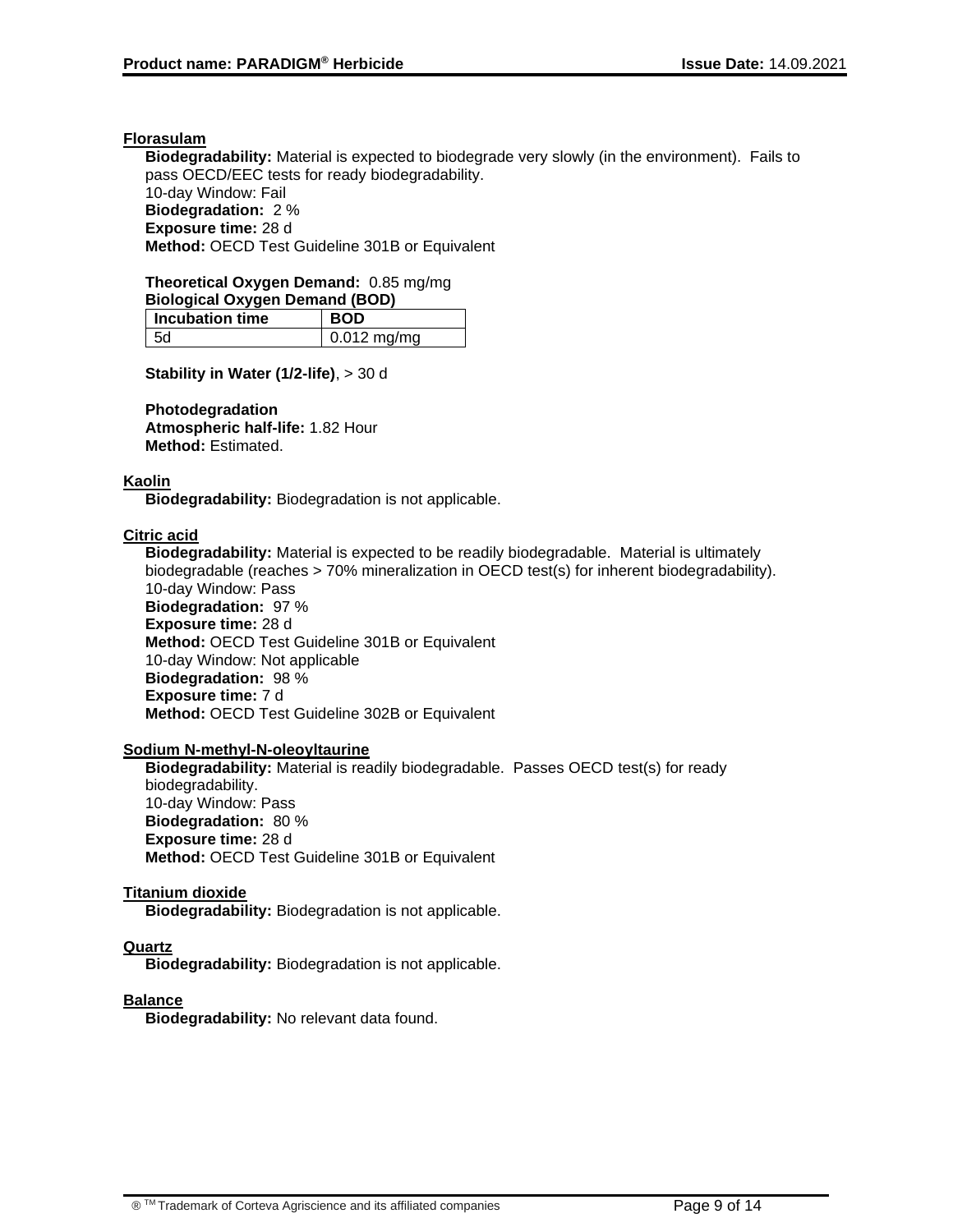**Florasulam**

**Biodegradability:** Material is expected to biodegrade very slowly (in the environment). Fails to pass OECD/EEC tests for ready biodegradability.
10-day Window: Fail
**Biodegradation:** 2 %
**Exposure time:** 28 d
**Method:** OECD Test Guideline 301B or Equivalent

**Theoretical Oxygen Demand:** 0.85 mg/mg
**Biological Oxygen Demand (BOD)**

| Incubation time | BOD |
|---|---|
| 5d | 0.012 mg/mg |

**Stability in Water (1/2-life)**, > 30 d

**Photodegradation**
**Atmospheric half-life:** 1.82 Hour
**Method:** Estimated.

**Kaolin**

**Biodegradability:** Biodegradation is not applicable.

**Citric acid**

**Biodegradability:** Material is expected to be readily biodegradable. Material is ultimately biodegradable (reaches > 70% mineralization in OECD test(s) for inherent biodegradability).
10-day Window: Pass
**Biodegradation:** 97 %
**Exposure time:** 28 d
**Method:** OECD Test Guideline 301B or Equivalent
10-day Window: Not applicable
**Biodegradation:** 98 %
**Exposure time:** 7 d
**Method:** OECD Test Guideline 302B or Equivalent

**Sodium N-methyl-N-oleoyltaurine**

**Biodegradability:** Material is readily biodegradable. Passes OECD test(s) for ready biodegradability.
10-day Window: Pass
**Biodegradation:** 80 %
**Exposure time:** 28 d
**Method:** OECD Test Guideline 301B or Equivalent

**Titanium dioxide**

**Biodegradability:** Biodegradation is not applicable.

**Quartz**

**Biodegradability:** Biodegradation is not applicable.

**Balance**

**Biodegradability:** No relevant data found.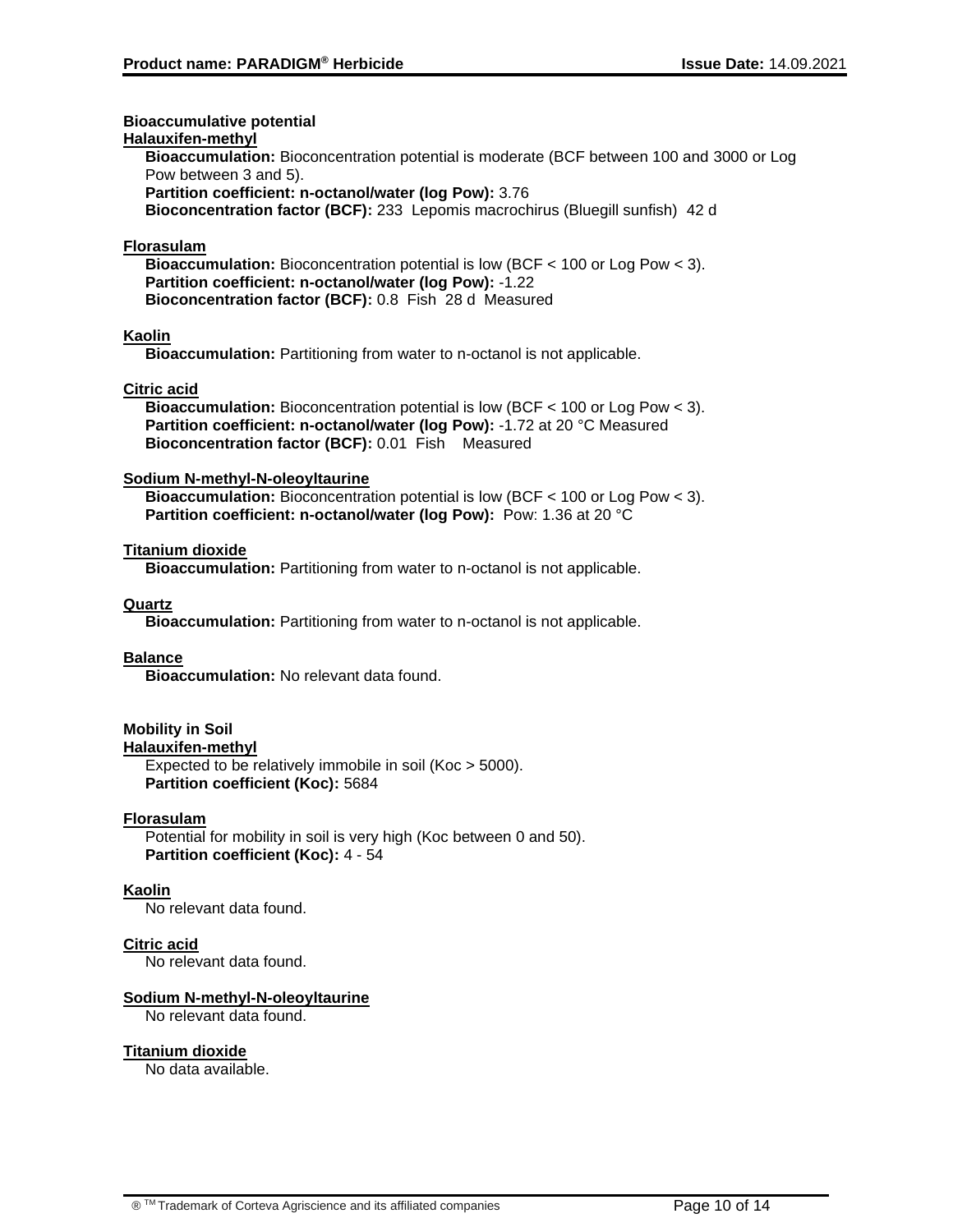### Bioaccumulative potential

**Halauxifen-methyl**

**Bioaccumulation:** Bioconcentration potential is moderate (BCF between 100 and 3000 or Log Pow between 3 and 5).
**Partition coefficient: n-octanol/water (log Pow):** 3.76
**Bioconcentration factor (BCF):** 233 Lepomis macrochirus (Bluegill sunfish) 42 d

**Florasulam**

**Bioaccumulation:** Bioconcentration potential is low (BCF < 100 or Log Pow < 3).
**Partition coefficient: n-octanol/water (log Pow):** -1.22
**Bioconcentration factor (BCF):** 0.8 Fish 28 d Measured

**Kaolin**

**Bioaccumulation:** Partitioning from water to n-octanol is not applicable.

**Citric acid**

**Bioaccumulation:** Bioconcentration potential is low (BCF < 100 or Log Pow < 3).
**Partition coefficient: n-octanol/water (log Pow):** -1.72 at 20 °C Measured
**Bioconcentration factor (BCF):** 0.01 Fish Measured

**Sodium N-methyl-N-oleoyltaurine**

**Bioaccumulation:** Bioconcentration potential is low (BCF < 100 or Log Pow < 3).
**Partition coefficient: n-octanol/water (log Pow):** Pow: 1.36 at 20 °C

**Titanium dioxide**

**Bioaccumulation:** Partitioning from water to n-octanol is not applicable.

**Quartz**

**Bioaccumulation:** Partitioning from water to n-octanol is not applicable.

**Balance**

**Bioaccumulation:** No relevant data found.

### Mobility in Soil

**Halauxifen-methyl**

Expected to be relatively immobile in soil (Koc > 5000).
**Partition coefficient (Koc):** 5684

**Florasulam**

Potential for mobility in soil is very high (Koc between 0 and 50).
**Partition coefficient (Koc):** 4 - 54

**Kaolin**

No relevant data found.

**Citric acid**

No relevant data found.

**Sodium N-methyl-N-oleoyltaurine**

No relevant data found.

**Titanium dioxide**

No data available.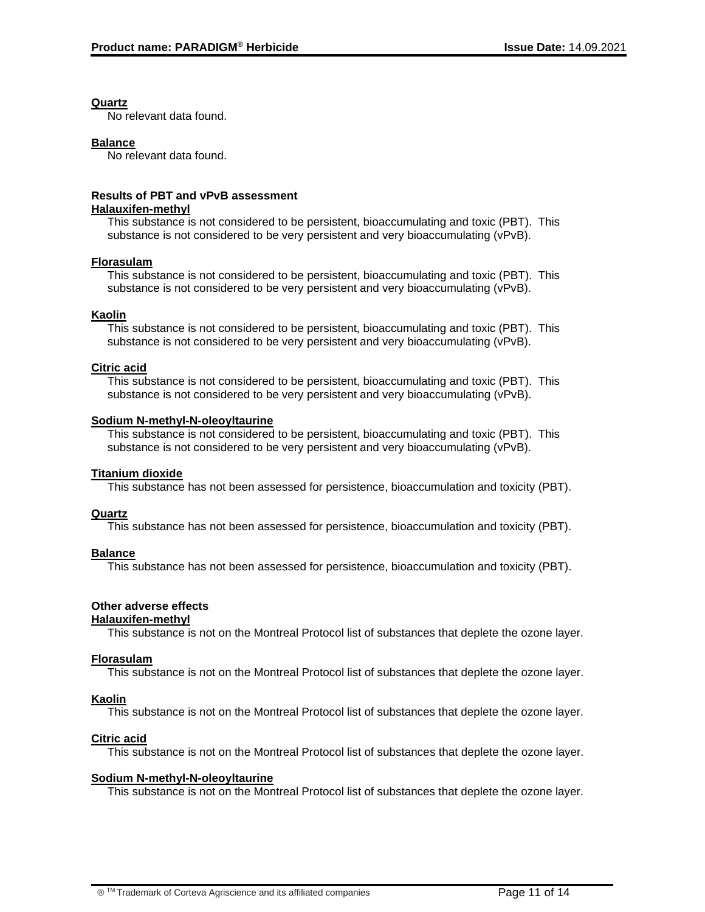**Quartz**

No relevant data found.

**Balance**

No relevant data found.

**Results of PBT and vPvB assessment**

**Halauxifen-methyl**

This substance is not considered to be persistent, bioaccumulating and toxic (PBT). This substance is not considered to be very persistent and very bioaccumulating (vPvB).

**Florasulam**

This substance is not considered to be persistent, bioaccumulating and toxic (PBT). This substance is not considered to be very persistent and very bioaccumulating (vPvB).

**Kaolin**

This substance is not considered to be persistent, bioaccumulating and toxic (PBT). This substance is not considered to be very persistent and very bioaccumulating (vPvB).

**Citric acid**

This substance is not considered to be persistent, bioaccumulating and toxic (PBT). This substance is not considered to be very persistent and very bioaccumulating (vPvB).

**Sodium N-methyl-N-oleoyltaurine**

This substance is not considered to be persistent, bioaccumulating and toxic (PBT). This substance is not considered to be very persistent and very bioaccumulating (vPvB).

**Titanium dioxide**

This substance has not been assessed for persistence, bioaccumulation and toxicity (PBT).

**Quartz**

This substance has not been assessed for persistence, bioaccumulation and toxicity (PBT).

**Balance**

This substance has not been assessed for persistence, bioaccumulation and toxicity (PBT).

**Other adverse effects**

**Halauxifen-methyl**

This substance is not on the Montreal Protocol list of substances that deplete the ozone layer.

**Florasulam**

This substance is not on the Montreal Protocol list of substances that deplete the ozone layer.

**Kaolin**

This substance is not on the Montreal Protocol list of substances that deplete the ozone layer.

**Citric acid**

This substance is not on the Montreal Protocol list of substances that deplete the ozone layer.

**Sodium N-methyl-N-oleoyltaurine**

This substance is not on the Montreal Protocol list of substances that deplete the ozone layer.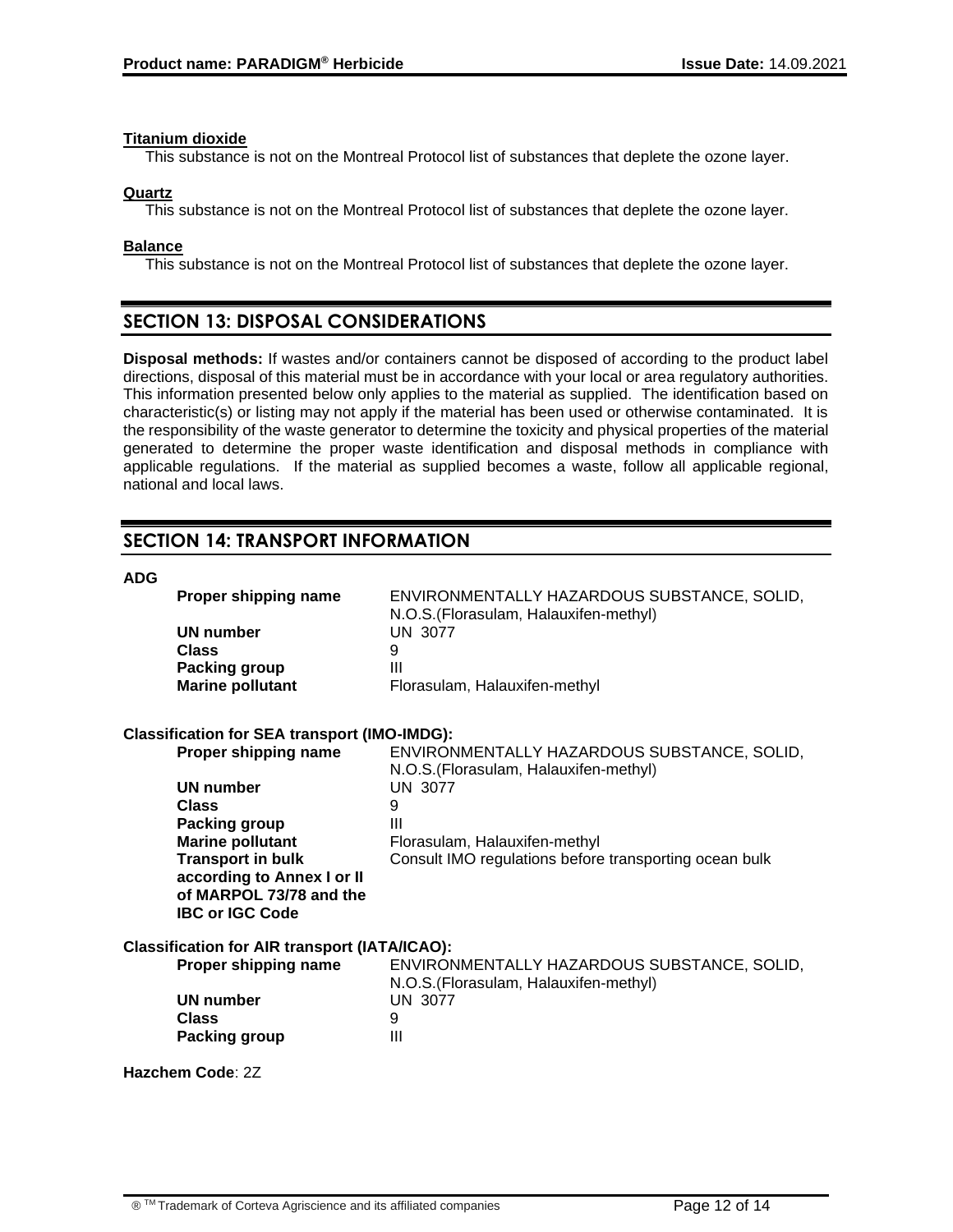**Titanium dioxide**

This substance is not on the Montreal Protocol list of substances that deplete the ozone layer.

**Quartz**

This substance is not on the Montreal Protocol list of substances that deplete the ozone layer.

**Balance**

This substance is not on the Montreal Protocol list of substances that deplete the ozone layer.

## SECTION 13: DISPOSAL CONSIDERATIONS

**Disposal methods:** If wastes and/or containers cannot be disposed of according to the product label directions, disposal of this material must be in accordance with your local or area regulatory authorities. This information presented below only applies to the material as supplied. The identification based on characteristic(s) or listing may not apply if the material has been used or otherwise contaminated. It is the responsibility of the waste generator to determine the toxicity and physical properties of the material generated to determine the proper waste identification and disposal methods in compliance with applicable regulations. If the material as supplied becomes a waste, follow all applicable regional, national and local laws.

## SECTION 14: TRANSPORT INFORMATION

**ADG**

| | |
|---|---|
| **Proper shipping name** | ENVIRONMENTALLY HAZARDOUS SUBSTANCE, SOLID, N.O.S.(Florasulam, Halauxifen-methyl) |
| **UN number** | UN 3077 |
| **Class** | 9 |
| **Packing group** | III |
| **Marine pollutant** | Florasulam, Halauxifen-methyl |

**Classification for SEA transport (IMO-IMDG):**

| | |
|---|---|
| **Proper shipping name** | ENVIRONMENTALLY HAZARDOUS SUBSTANCE, SOLID, N.O.S.(Florasulam, Halauxifen-methyl) |
| **UN number** | UN 3077 |
| **Class** | 9 |
| **Packing group** | III |
| **Marine pollutant** | Florasulam, Halauxifen-methyl |
| **Transport in bulk according to Annex I or II of MARPOL 73/78 and the IBC or IGC Code** | Consult IMO regulations before transporting ocean bulk |

**Classification for AIR transport (IATA/ICAO):**

| | |
|---|---|
| **Proper shipping name** | ENVIRONMENTALLY HAZARDOUS SUBSTANCE, SOLID, N.O.S.(Florasulam, Halauxifen-methyl) |
| **UN number** | UN 3077 |
| **Class** | 9 |
| **Packing group** | III |

**Hazchem Code**: 2Z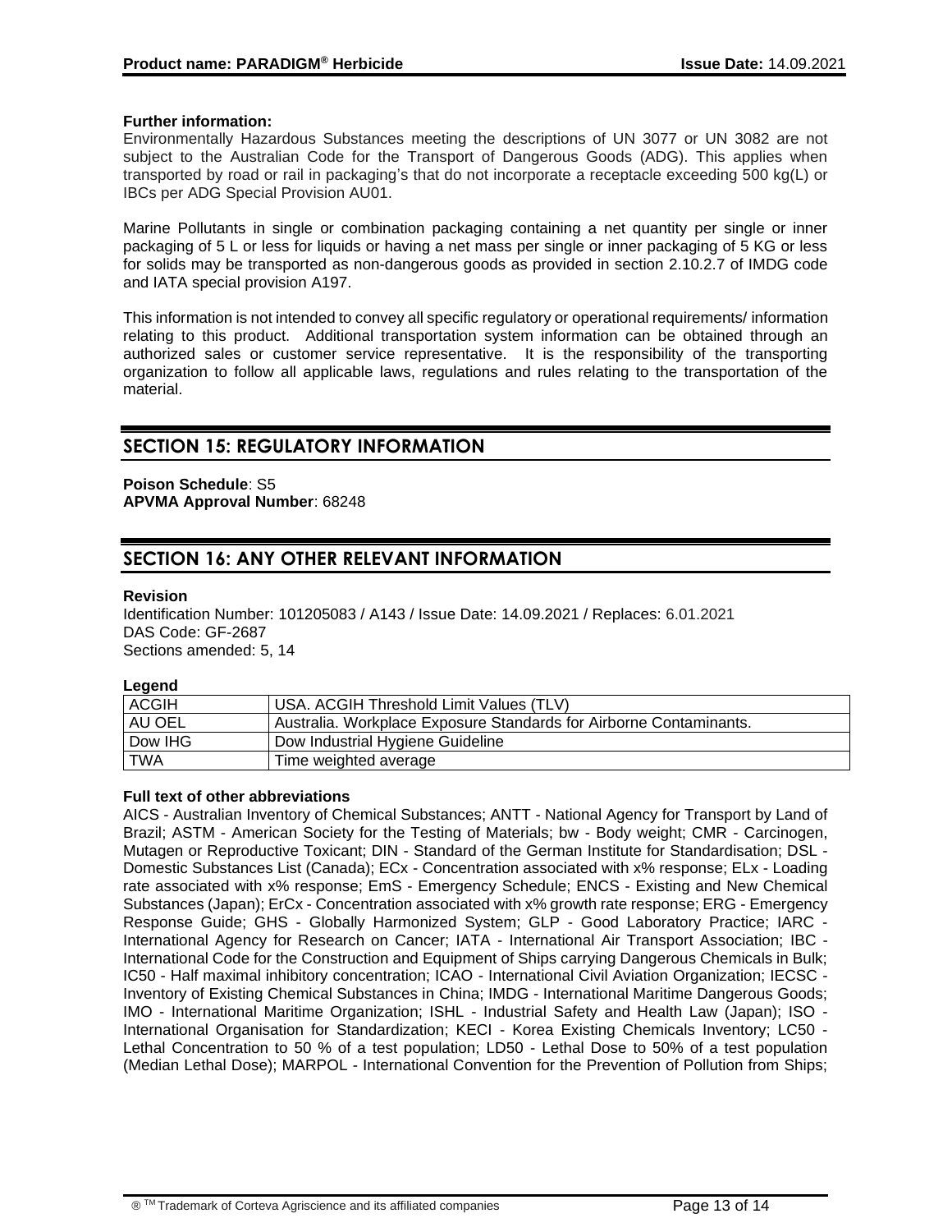**Further information:**
Environmentally Hazardous Substances meeting the descriptions of UN 3077 or UN 3082 are not subject to the Australian Code for the Transport of Dangerous Goods (ADG). This applies when transported by road or rail in packaging's that do not incorporate a receptacle exceeding 500 kg(L) or IBCs per ADG Special Provision AU01.

Marine Pollutants in single or combination packaging containing a net quantity per single or inner packaging of 5 L or less for liquids or having a net mass per single or inner packaging of 5 KG or less for solids may be transported as non-dangerous goods as provided in section 2.10.2.7 of IMDG code and IATA special provision A197.

This information is not intended to convey all specific regulatory or operational requirements/ information relating to this product. Additional transportation system information can be obtained through an authorized sales or customer service representative. It is the responsibility of the transporting organization to follow all applicable laws, regulations and rules relating to the transportation of the material.

## SECTION 15: REGULATORY INFORMATION

**Poison Schedule**: S5
**APVMA Approval Number**: 68248

## SECTION 16: ANY OTHER RELEVANT INFORMATION

**Revision**
Identification Number: 101205083 / A143 / Issue Date: 14.09.2021 / Replaces: 6.01.2021
DAS Code: GF-2687
Sections amended: 5, 14

**Legend**

| | |
|---|---|
| ACGIH | USA. ACGIH Threshold Limit Values (TLV) |
| AU OEL | Australia. Workplace Exposure Standards for Airborne Contaminants. |
| Dow IHG | Dow Industrial Hygiene Guideline |
| TWA | Time weighted average |

**Full text of other abbreviations**
AICS - Australian Inventory of Chemical Substances; ANTT - National Agency for Transport by Land of Brazil; ASTM - American Society for the Testing of Materials; bw - Body weight; CMR - Carcinogen, Mutagen or Reproductive Toxicant; DIN - Standard of the German Institute for Standardisation; DSL - Domestic Substances List (Canada); ECx - Concentration associated with x% response; ELx - Loading rate associated with x% response; EmS - Emergency Schedule; ENCS - Existing and New Chemical Substances (Japan); ErCx - Concentration associated with x% growth rate response; ERG - Emergency Response Guide; GHS - Globally Harmonized System; GLP - Good Laboratory Practice; IARC - International Agency for Research on Cancer; IATA - International Air Transport Association; IBC - International Code for the Construction and Equipment of Ships carrying Dangerous Chemicals in Bulk; IC50 - Half maximal inhibitory concentration; ICAO - International Civil Aviation Organization; IECSC - Inventory of Existing Chemical Substances in China; IMDG - International Maritime Dangerous Goods; IMO - International Maritime Organization; ISHL - Industrial Safety and Health Law (Japan); ISO - International Organisation for Standardization; KECI - Korea Existing Chemicals Inventory; LC50 - Lethal Concentration to 50 % of a test population; LD50 - Lethal Dose to 50% of a test population (Median Lethal Dose); MARPOL - International Convention for the Prevention of Pollution from Ships;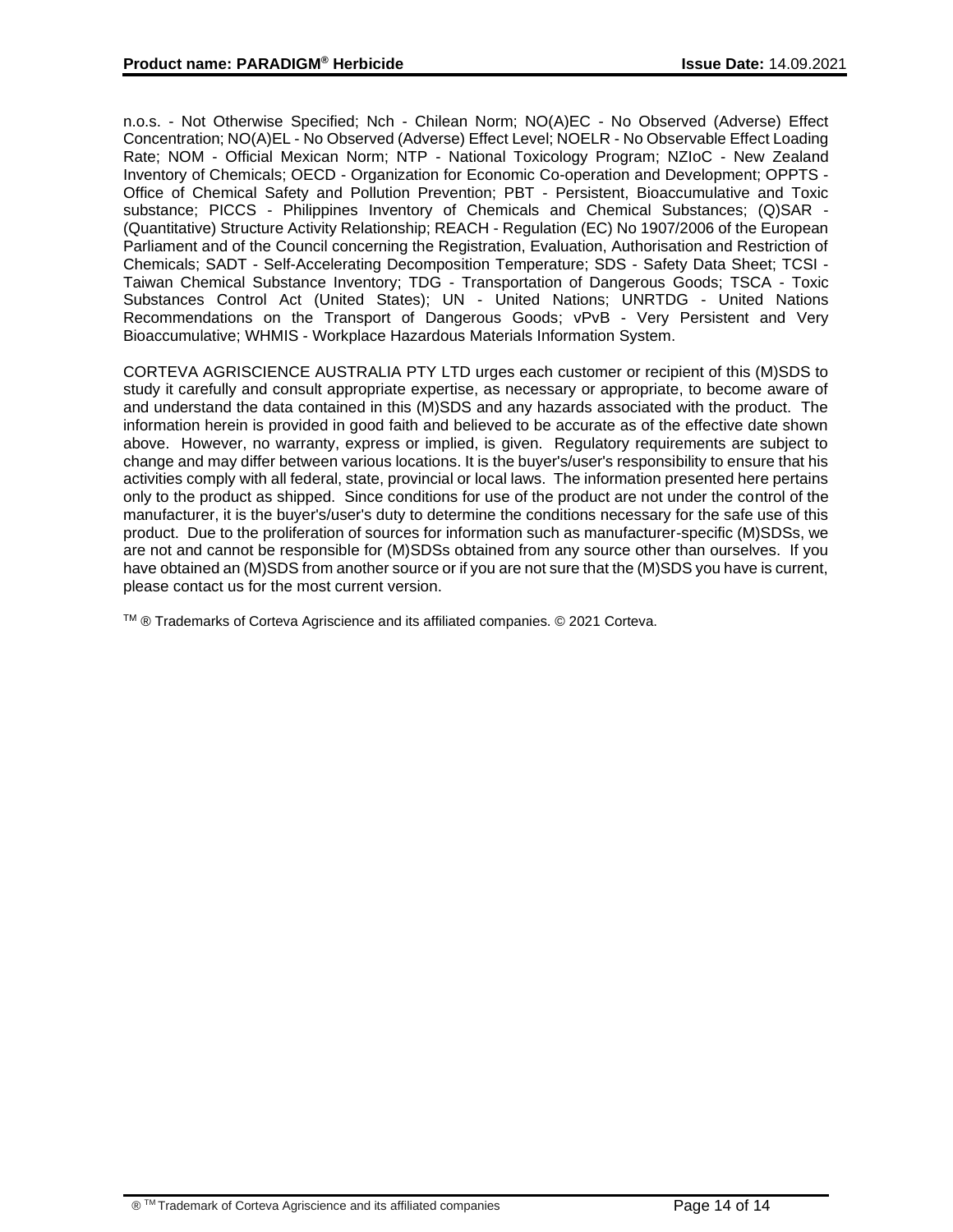n.o.s. - Not Otherwise Specified; Nch - Chilean Norm; NO(A)EC - No Observed (Adverse) Effect Concentration; NO(A)EL - No Observed (Adverse) Effect Level; NOELR - No Observable Effect Loading Rate; NOM - Official Mexican Norm; NTP - National Toxicology Program; NZIoC - New Zealand Inventory of Chemicals; OECD - Organization for Economic Co-operation and Development; OPPTS - Office of Chemical Safety and Pollution Prevention; PBT - Persistent, Bioaccumulative and Toxic substance; PICCS - Philippines Inventory of Chemicals and Chemical Substances; (Q)SAR - (Quantitative) Structure Activity Relationship; REACH - Regulation (EC) No 1907/2006 of the European Parliament and of the Council concerning the Registration, Evaluation, Authorisation and Restriction of Chemicals; SADT - Self-Accelerating Decomposition Temperature; SDS - Safety Data Sheet; TCSI - Taiwan Chemical Substance Inventory; TDG - Transportation of Dangerous Goods; TSCA - Toxic Substances Control Act (United States); UN - United Nations; UNRTDG - United Nations Recommendations on the Transport of Dangerous Goods; vPvB - Very Persistent and Very Bioaccumulative; WHMIS - Workplace Hazardous Materials Information System.

CORTEVA AGRISCIENCE AUSTRALIA PTY LTD urges each customer or recipient of this (M)SDS to study it carefully and consult appropriate expertise, as necessary or appropriate, to become aware of and understand the data contained in this (M)SDS and any hazards associated with the product. The information herein is provided in good faith and believed to be accurate as of the effective date shown above. However, no warranty, express or implied, is given. Regulatory requirements are subject to change and may differ between various locations. It is the buyer's/user's responsibility to ensure that his activities comply with all federal, state, provincial or local laws. The information presented here pertains only to the product as shipped. Since conditions for use of the product are not under the control of the manufacturer, it is the buyer's/user's duty to determine the conditions necessary for the safe use of this product. Due to the proliferation of sources for information such as manufacturer-specific (M)SDSs, we are not and cannot be responsible for (M)SDSs obtained from any source other than ourselves. If you have obtained an (M)SDS from another source or if you are not sure that the (M)SDS you have is current, please contact us for the most current version.

™ ® Trademarks of Corteva Agriscience and its affiliated companies. © 2021 Corteva.